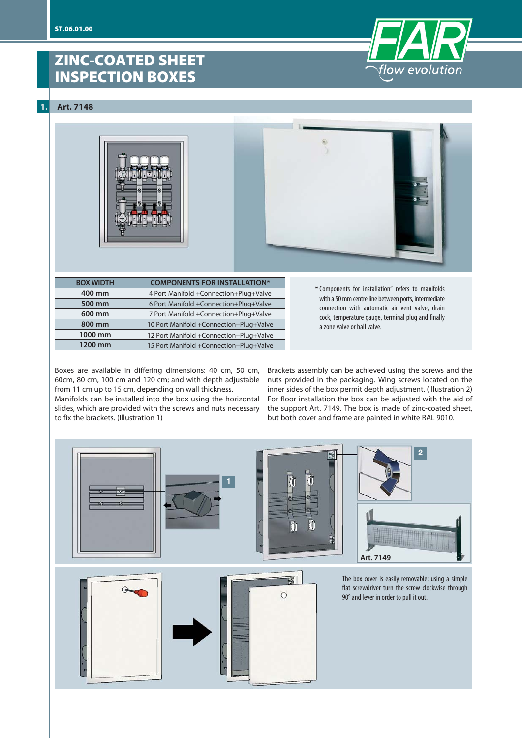ST.06.01.00

# ZINC-COATED SHEET INSPECTION BOXES

## 1. Art. 7148

| BOX WIDTH | COMPONENTS FOR INSTALLATION* |
|---|---|
| 400 mm | 4 Port Manifold +Connection+Plug+Valve |
| 500 mm | 6 Port Manifold +Connection+Plug+Valve |
| 600 mm | 7 Port Manifold +Connection+Plug+Valve |
| 800 mm | 10 Port Manifold +Connection+Plug+Valve |
| 1000 mm | 12 Port Manifold +Connection+Plug+Valve |
| 1200 mm | 15 Port Manifold +Connection+Plug+Valve |

* Components for installation" refers to manifolds with a 50 mm centre line between ports, intermediate connection with automatic air vent valve, drain cock, temperature gauge, terminal plug and finally a zone valve or ball valve.

Boxes are available in differing dimensions: 40 cm, 50 cm, 60cm, 80 cm, 100 cm and 120 cm; and with depth adjustable from 11 cm up to 15 cm, depending on wall thickness.
Manifolds can be installed into the box using the horizontal slides, which are provided with the screws and nuts necessary to fix the brackets. (Illustration 1)

Brackets assembly can be achieved using the screws and the nuts provided in the packaging. Wing screws located on the inner sides of the box permit depth adjustment. (Illustration 2)
For floor installation the box can be adjusted with the aid of the support Art. 7149. The box is made of zinc-coated sheet, but both cover and frame are painted in white RAL 9010.

1

2

Art. 7149

The box cover is easily removable: using a simple flat screwdriver turn the screw clockwise through 90° and lever in order to pull it out.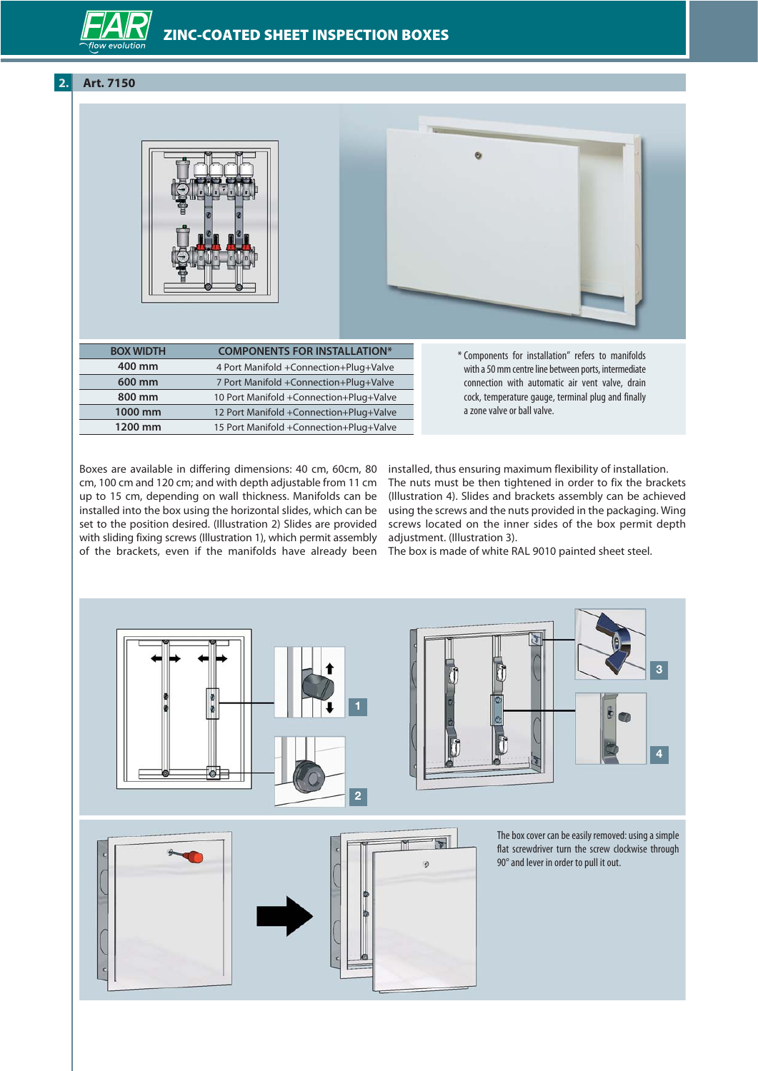## 2. Art. 7150

| BOX WIDTH | COMPONENTS FOR INSTALLATION* |
|---|---|
| 400 mm | 4 Port Manifold +Connection+Plug+Valve |
| 600 mm | 7 Port Manifold +Connection+Plug+Valve |
| 800 mm | 10 Port Manifold +Connection+Plug+Valve |
| 1000 mm | 12 Port Manifold +Connection+Plug+Valve |
| 1200 mm | 15 Port Manifold +Connection+Plug+Valve |

* Components for installation" refers to manifolds with a 50 mm centre line between ports, intermediate connection with automatic air vent valve, drain cock, temperature gauge, terminal plug and finally a zone valve or ball valve.

Boxes are available in differing dimensions: 40 cm, 60cm, 80 cm, 100 cm and 120 cm; and with depth adjustable from 11 cm up to 15 cm, depending on wall thickness. Manifolds can be installed into the box using the horizontal slides, which can be set to the position desired. (Illustration 2) Slides are provided with sliding fixing screws (Illustration 1), which permit assembly of the brackets, even if the manifolds have already been installed, thus ensuring maximum flexibility of installation. The nuts must be then tightened in order to fix the brackets (Illustration 4). Slides and brackets assembly can be achieved using the screws and the nuts provided in the packaging. Wing screws located on the inner sides of the box permit depth adjustment. (Illustration 3).
The box is made of white RAL 9010 painted sheet steel.

1

2

3

4

The box cover can be easily removed: using a simple flat screwdriver turn the screw clockwise through 90° and lever in order to pull it out.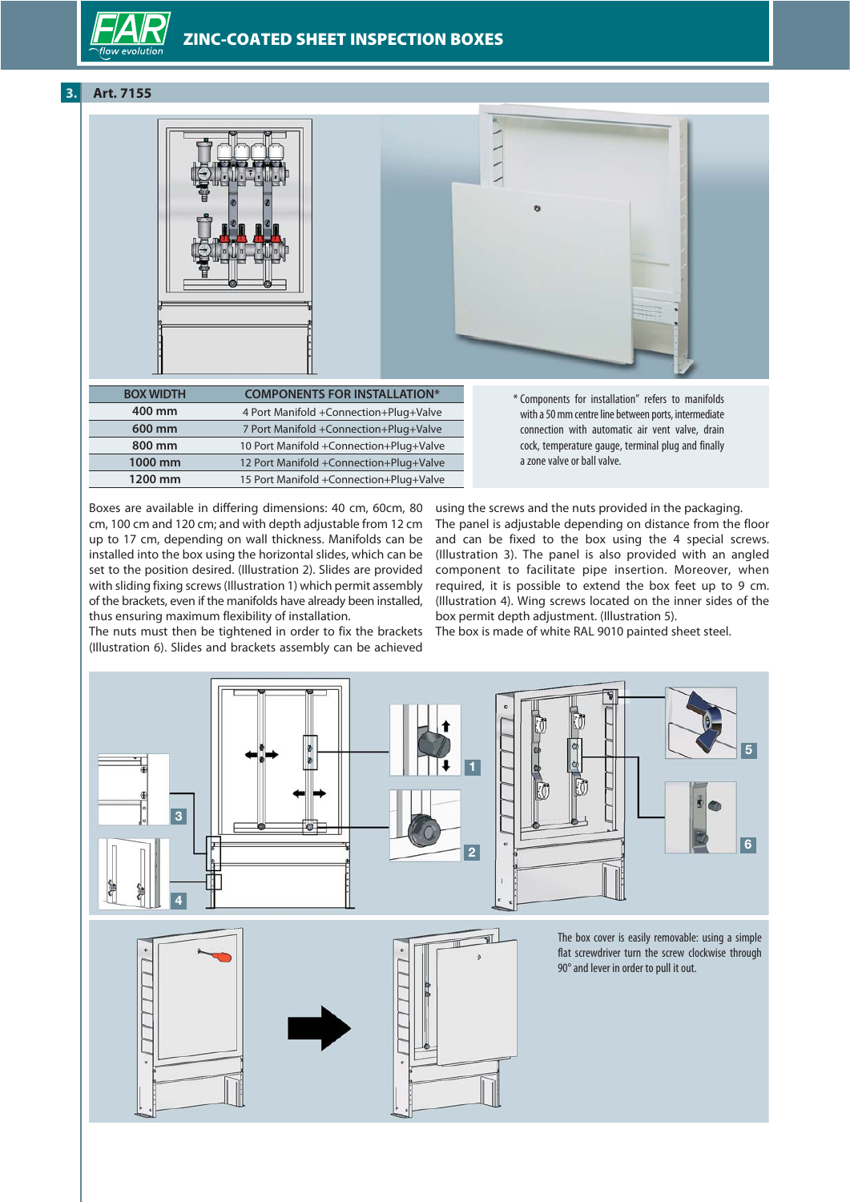## 3. Art. 7155

| BOX WIDTH | COMPONENTS FOR INSTALLATION* |
|---|---|
| 400 mm | 4 Port Manifold +Connection+Plug+Valve |
| 600 mm | 7 Port Manifold +Connection+Plug+Valve |
| 800 mm | 10 Port Manifold +Connection+Plug+Valve |
| 1000 mm | 12 Port Manifold +Connection+Plug+Valve |
| 1200 mm | 15 Port Manifold +Connection+Plug+Valve |

* Components for installation" refers to manifolds with a 50 mm centre line between ports, intermediate connection with automatic air vent valve, drain cock, temperature gauge, terminal plug and finally a zone valve or ball valve.

Boxes are available in differing dimensions: 40 cm, 60cm, 80 cm, 100 cm and 120 cm; and with depth adjustable from 12 cm up to 17 cm, depending on wall thickness. Manifolds can be installed into the box using the horizontal slides, which can be set to the position desired. (Illustration 2). Slides are provided with sliding fixing screws (Illustration 1) which permit assembly of the brackets, even if the manifolds have already been installed, thus ensuring maximum flexibility of installation.
The nuts must then be tightened in order to fix the brackets (Illustration 6). Slides and brackets assembly can be achieved using the screws and the nuts provided in the packaging.
The panel is adjustable depending on distance from the floor and can be fixed to the box using the 4 special screws. (Illustration 3). The panel is also provided with an angled component to facilitate pipe insertion. Moreover, when required, it is possible to extend the box feet up to 9 cm. (Illustration 4). Wing screws located on the inner sides of the box permit depth adjustment. (Illustration 5).
The box is made of white RAL 9010 painted sheet steel.

The box cover is easily removable: using a simple flat screwdriver turn the screw clockwise through 90° and lever in order to pull it out.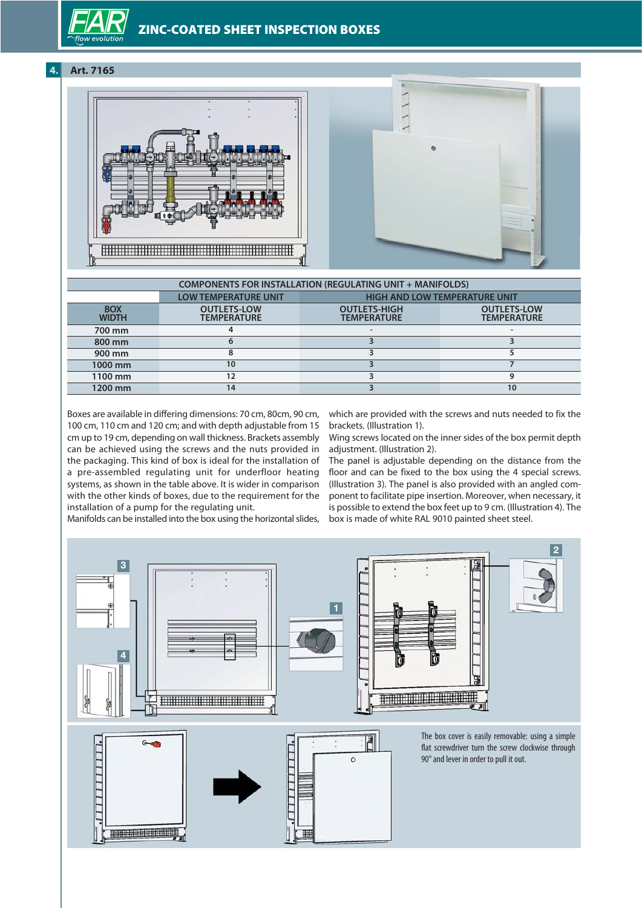## 4. Art. 7165

| COMPONENTS FOR INSTALLATION (REGULATING UNIT + MANIFOLDS) | | | |
|---|---|---|---|
| | LOW TEMPERATURE UNIT | HIGH AND LOW TEMPERATURE UNIT | |
| BOX WIDTH | OUTLETS-LOW TEMPERATURE | OUTLETS-HIGH TEMPERATURE | OUTLETS-LOW TEMPERATURE |
| 700 mm | 4 | - | - |
| 800 mm | 6 | 3 | 3 |
| 900 mm | 8 | 3 | 5 |
| 1000 mm | 10 | 3 | 7 |
| 1100 mm | 12 | 3 | 9 |
| 1200 mm | 14 | 3 | 10 |

Boxes are available in differing dimensions: 70 cm, 80cm, 90 cm, 100 cm, 110 cm and 120 cm; and with depth adjustable from 15 cm up to 19 cm, depending on wall thickness. Brackets assembly can be achieved using the screws and the nuts provided in the packaging. This kind of box is ideal for the installation of a pre-assembled regulating unit for underfloor heating systems, as shown in the table above. It is wider in comparison with the other kinds of boxes, due to the requirement for the installation of a pump for the regulating unit.
Manifolds can be installed into the box using the horizontal slides, which are provided with the screws and nuts needed to fix the brackets. (Illustration 1).
Wing screws located on the inner sides of the box permit depth adjustment. (Illustration 2).
The panel is adjustable depending on the distance from the floor and can be fixed to the box using the 4 special screws. (Illustration 3). The panel is also provided with an angled component to facilitate pipe insertion. Moreover, when necessary, it is possible to extend the box feet up to 9 cm. (Illustration 4). The box is made of white RAL 9010 painted sheet steel.

The box cover is easily removable: using a simple flat screwdriver turn the screw clockwise through 90° and lever in order to pull it out.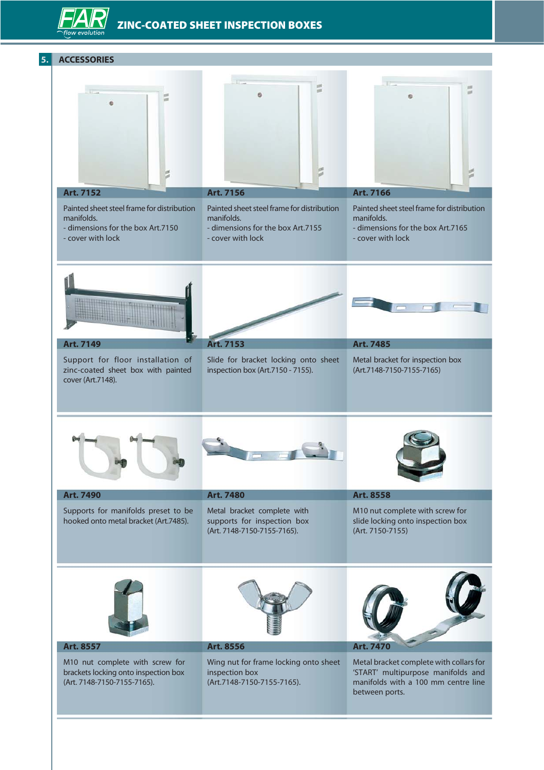## 5. ACCESSORIES

**Art. 7152**

Painted sheet steel frame for distribution manifolds.
- dimensions for the box Art.7150
- cover with lock

**Art. 7156**

Painted sheet steel frame for distribution manifolds.
- dimensions for the box Art.7155
- cover with lock

**Art. 7166**

Painted sheet steel frame for distribution manifolds.
- dimensions for the box Art.7165
- cover with lock

**Art. 7149**

Support for floor installation of zinc-coated sheet box with painted cover (Art.7148).

**Art. 7153**

Slide for bracket locking onto sheet inspection box (Art.7150 - 7155).

**Art. 7485**

Metal bracket for inspection box (Art.7148-7150-7155-7165)

**Art. 7490**

Supports for manifolds preset to be hooked onto metal bracket (Art.7485).

**Art. 7480**

Metal bracket complete with supports for inspection box (Art. 7148-7150-7155-7165).

**Art. 8558**

M10 nut complete with screw for slide locking onto inspection box (Art. 7150-7155)

**Art. 8557**

M10 nut complete with screw for brackets locking onto inspection box (Art. 7148-7150-7155-7165).

**Art. 8556**

Wing nut for frame locking onto sheet inspection box (Art.7148-7150-7155-7165).

**Art. 7470**

Metal bracket complete with collars for 'START' multipurpose manifolds and manifolds with a 100 mm centre line between ports.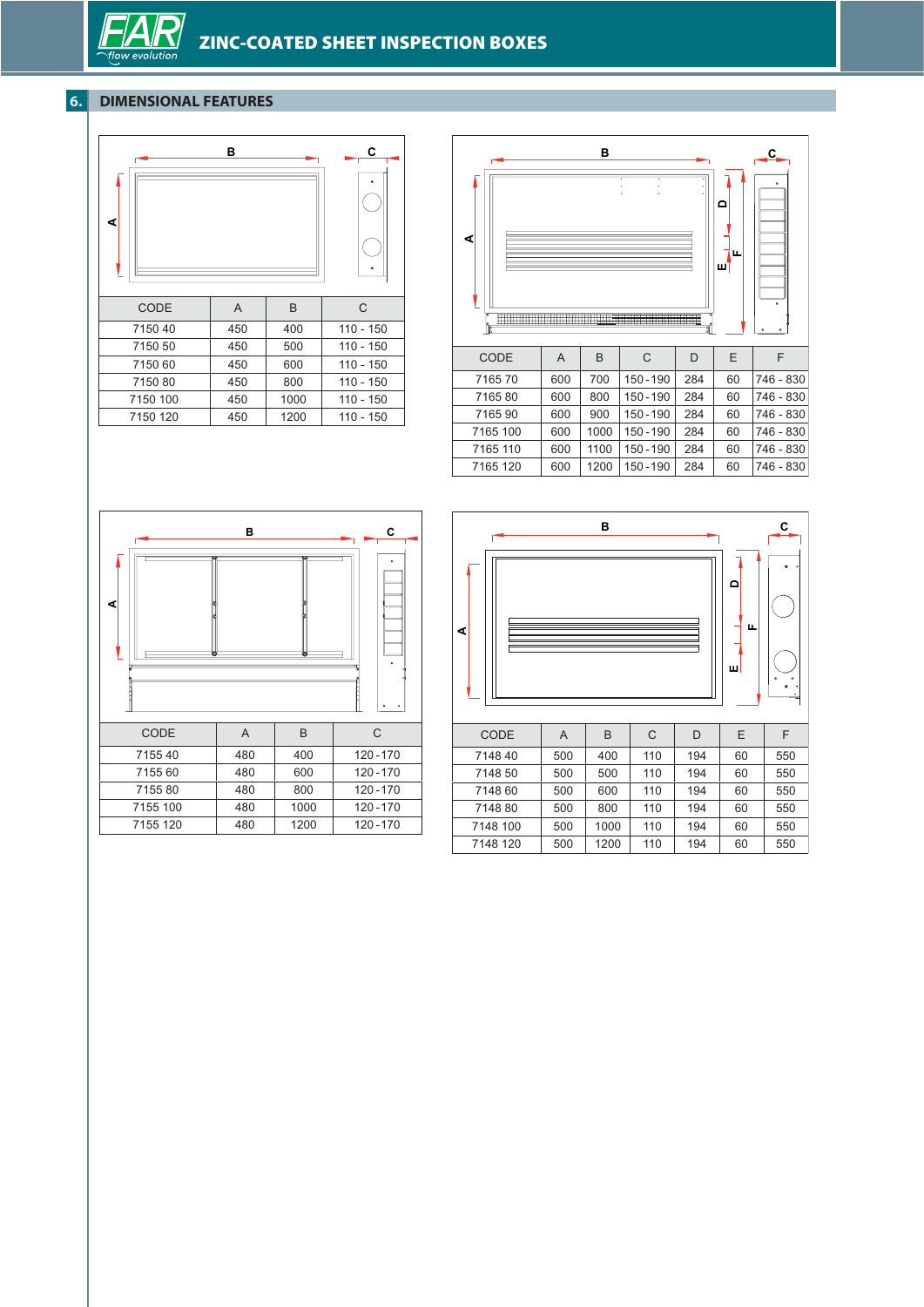## 6. DIMENSIONAL FEATURES

B C A

| CODE | A | B | C |
|---|---|---|---|
| 7150 40 | 450 | 400 | 110 - 150 |
| 7150 50 | 450 | 500 | 110 - 150 |
| 7150 60 | 450 | 600 | 110 - 150 |
| 7150 80 | 450 | 800 | 110 - 150 |
| 7150 100 | 450 | 1000 | 110 - 150 |
| 7150 120 | 450 | 1200 | 110 - 150 |

B C A D E F

| CODE | A | B | C | D | E | F |
|---|---|---|---|---|---|---|
| 7165 70 | 600 | 700 | 150 - 190 | 284 | 60 | 746 - 830 |
| 7165 80 | 600 | 800 | 150 - 190 | 284 | 60 | 746 - 830 |
| 7165 90 | 600 | 900 | 150 - 190 | 284 | 60 | 746 - 830 |
| 7165 100 | 600 | 1000 | 150 - 190 | 284 | 60 | 746 - 830 |
| 7165 110 | 600 | 1100 | 150 - 190 | 284 | 60 | 746 - 830 |
| 7165 120 | 600 | 1200 | 150 - 190 | 284 | 60 | 746 - 830 |

B C A

| CODE | A | B | C |
|---|---|---|---|
| 7155 40 | 480 | 400 | 120 - 170 |
| 7155 60 | 480 | 600 | 120 - 170 |
| 7155 80 | 480 | 800 | 120 - 170 |
| 7155 100 | 480 | 1000 | 120 - 170 |
| 7155 120 | 480 | 1200 | 120 - 170 |

B C A D E F

| CODE | A | B | C | D | E | F |
|---|---|---|---|---|---|---|
| 7148 40 | 500 | 400 | 110 | 194 | 60 | 550 |
| 7148 50 | 500 | 500 | 110 | 194 | 60 | 550 |
| 7148 60 | 500 | 600 | 110 | 194 | 60 | 550 |
| 7148 80 | 500 | 800 | 110 | 194 | 60 | 550 |
| 7148 100 | 500 | 1000 | 110 | 194 | 60 | 550 |
| 7148 120 | 500 | 1200 | 110 | 194 | 60 | 550 |